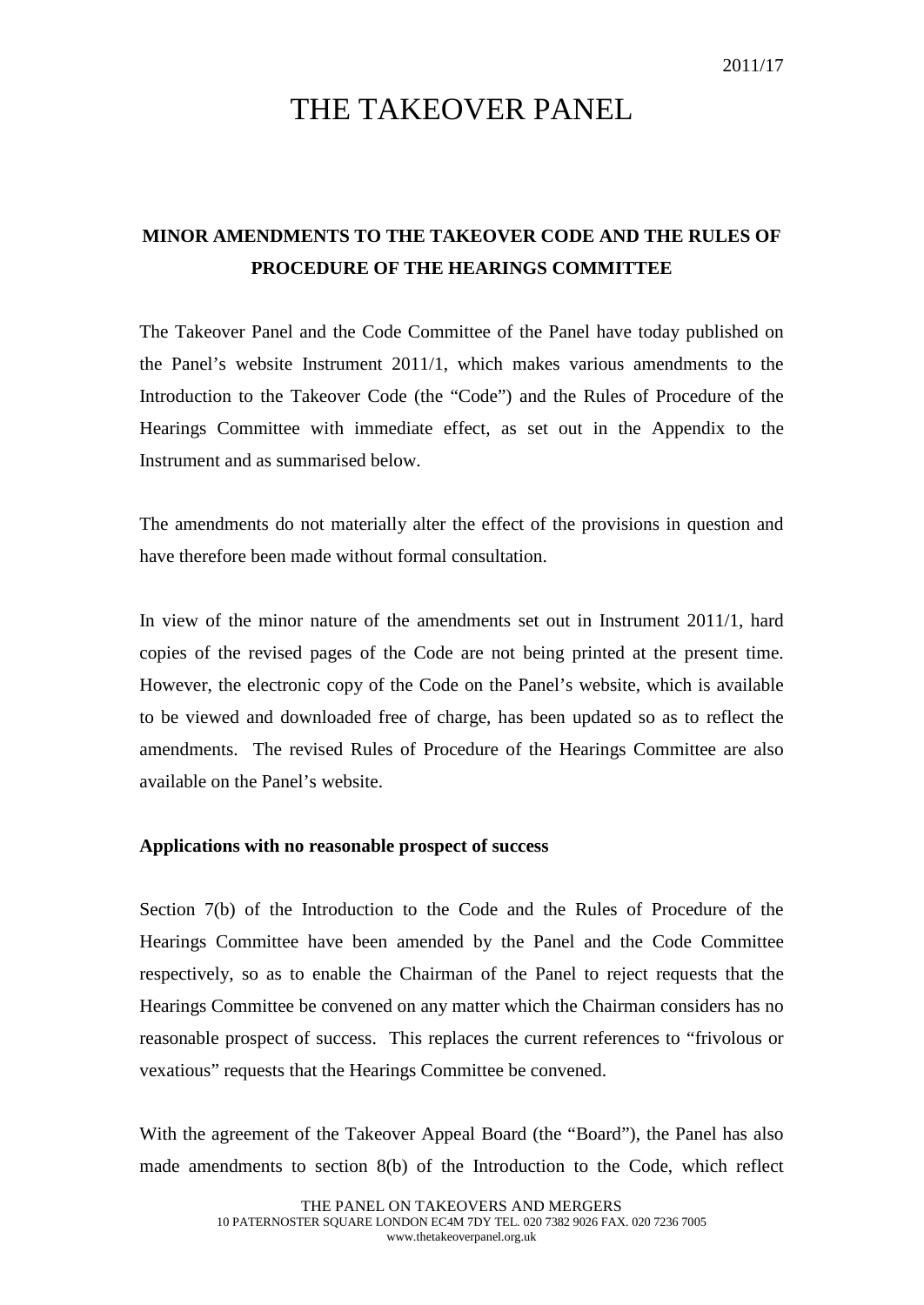2011/17

# THE TAKEOVER PANEL

## MINOR AMENDMENTS TO THE TAKEOVER CODE AND THE RULES OF PROCEDURE OF THE HEARINGS COMMITTEE

The Takeover Panel and the Code Committee of the Panel have today published on the Panel's website Instrument 2011/1, which makes various amendments to the Introduction to the Takeover Code (the "Code") and the Rules of Procedure of the Hearings Committee with immediate effect, as set out in the Appendix to the Instrument and as summarised below.

The amendments do not materially alter the effect of the provisions in question and have therefore been made without formal consultation.

In view of the minor nature of the amendments set out in Instrument 2011/1, hard copies of the revised pages of the Code are not being printed at the present time. However, the electronic copy of the Code on the Panel's website, which is available to be viewed and downloaded free of charge, has been updated so as to reflect the amendments. The revised Rules of Procedure of the Hearings Committee are also available on the Panel's website.

### Applications with no reasonable prospect of success

Section 7(b) of the Introduction to the Code and the Rules of Procedure of the Hearings Committee have been amended by the Panel and the Code Committee respectively, so as to enable the Chairman of the Panel to reject requests that the Hearings Committee be convened on any matter which the Chairman considers has no reasonable prospect of success. This replaces the current references to "frivolous or vexatious" requests that the Hearings Committee be convened.

With the agreement of the Takeover Appeal Board (the "Board"), the Panel has also made amendments to section 8(b) of the Introduction to the Code, which reflect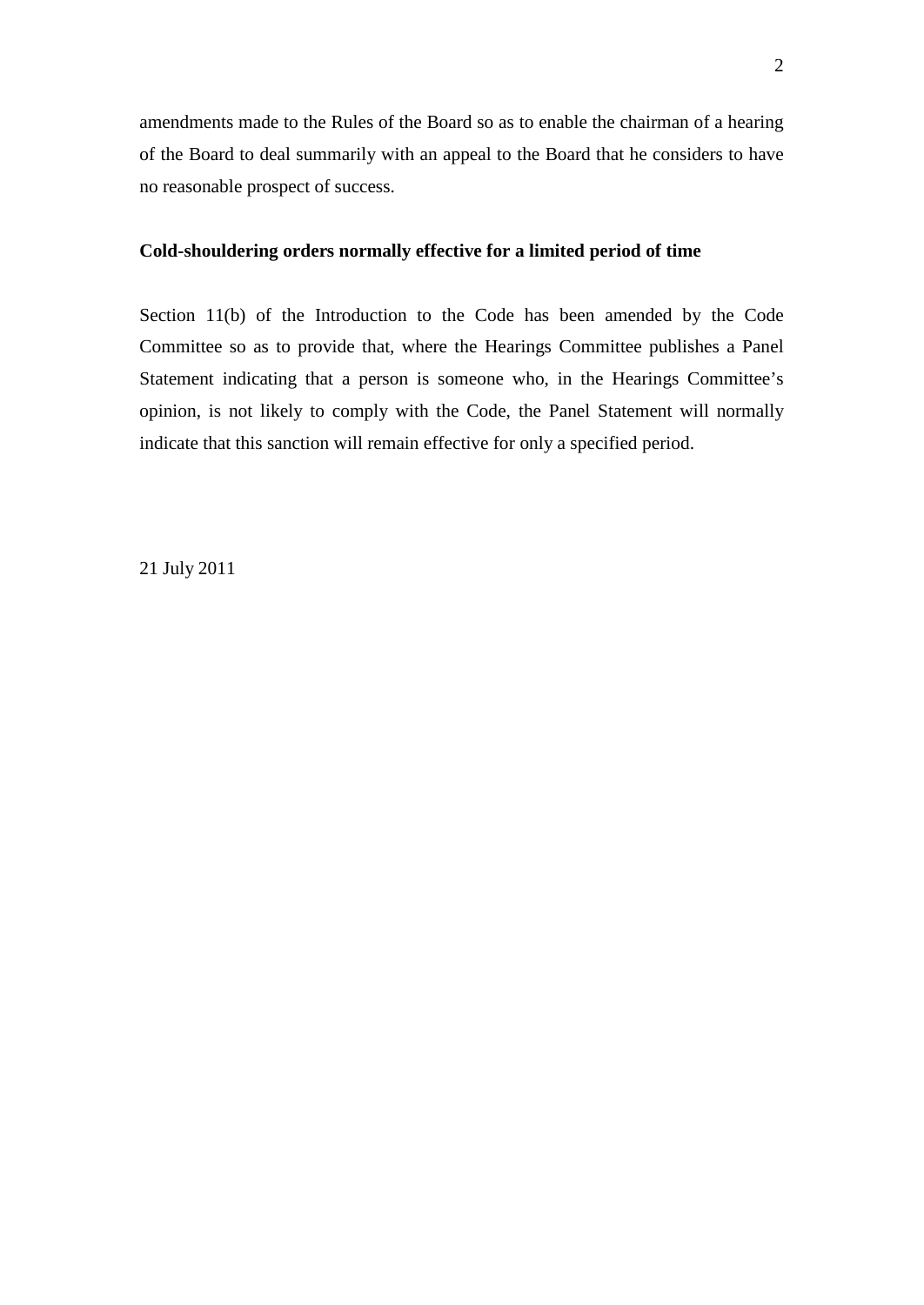amendments made to the Rules of the Board so as to enable the chairman of a hearing of the Board to deal summarily with an appeal to the Board that he considers to have no reasonable prospect of success.

**Cold-shouldering orders normally effective for a limited period of time**

Section 11(b) of the Introduction to the Code has been amended by the Code Committee so as to provide that, where the Hearings Committee publishes a Panel Statement indicating that a person is someone who, in the Hearings Committee's opinion, is not likely to comply with the Code, the Panel Statement will normally indicate that this sanction will remain effective for only a specified period.

21 July 2011